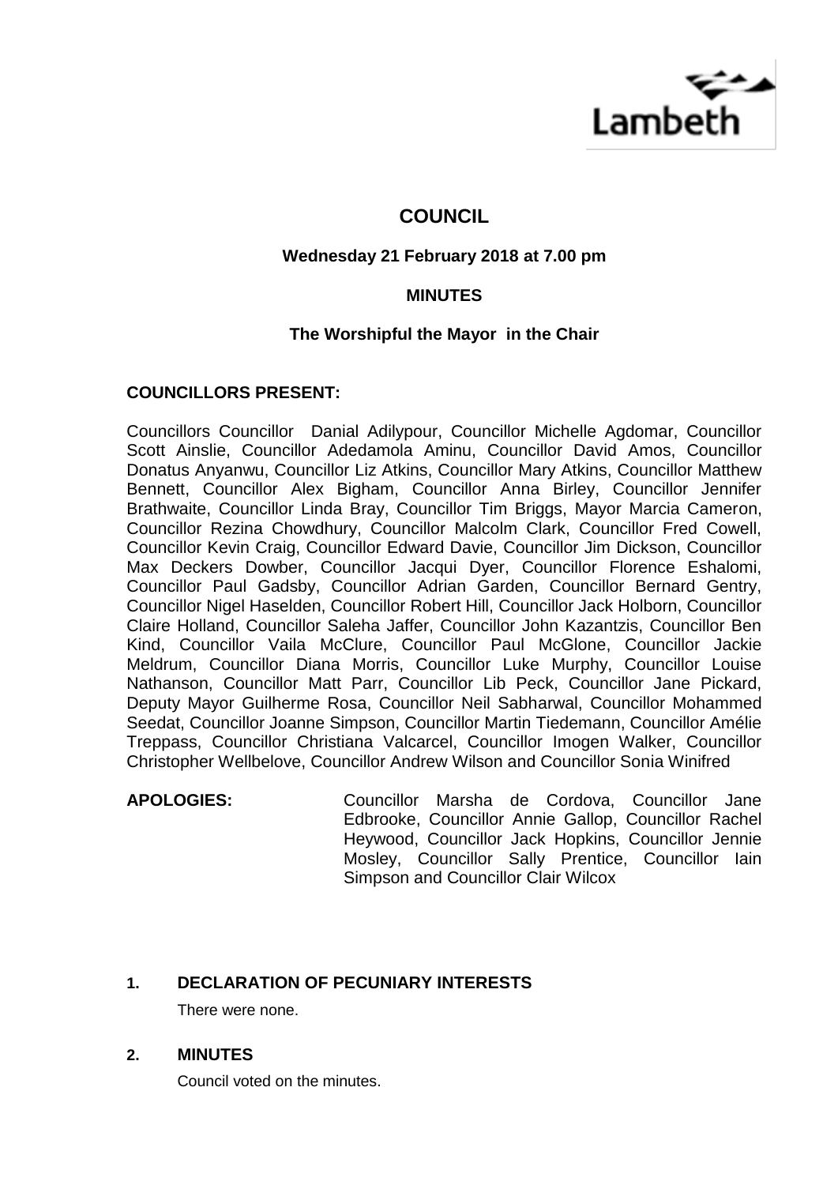Lambeth

# COUNCIL

**Wednesday 21 February 2018 at 7.00 pm**

**MINUTES**

**The Worshipful the Mayor in the Chair**

**COUNCILLORS PRESENT:**

Councillors Councillor Danial Adilypour, Councillor Michelle Agdomar, Councillor Scott Ainslie, Councillor Adedamola Aminu, Councillor David Amos, Councillor Donatus Anyanwu, Councillor Liz Atkins, Councillor Mary Atkins, Councillor Matthew Bennett, Councillor Alex Bigham, Councillor Anna Birley, Councillor Jennifer Brathwaite, Councillor Linda Bray, Councillor Tim Briggs, Mayor Marcia Cameron, Councillor Rezina Chowdhury, Councillor Malcolm Clark, Councillor Fred Cowell, Councillor Kevin Craig, Councillor Edward Davie, Councillor Jim Dickson, Councillor Max Deckers Dowber, Councillor Jacqui Dyer, Councillor Florence Eshalomi, Councillor Paul Gadsby, Councillor Adrian Garden, Councillor Bernard Gentry, Councillor Nigel Haselden, Councillor Robert Hill, Councillor Jack Holborn, Councillor Claire Holland, Councillor Saleha Jaffer, Councillor John Kazantzis, Councillor Ben Kind, Councillor Vaila McClure, Councillor Paul McGlone, Councillor Jackie Meldrum, Councillor Diana Morris, Councillor Luke Murphy, Councillor Louise Nathanson, Councillor Matt Parr, Councillor Lib Peck, Councillor Jane Pickard, Deputy Mayor Guilherme Rosa, Councillor Neil Sabharwal, Councillor Mohammed Seedat, Councillor Joanne Simpson, Councillor Martin Tiedemann, Councillor Amélie Treppass, Councillor Christiana Valcarcel, Councillor Imogen Walker, Councillor Christopher Wellbelove, Councillor Andrew Wilson and Councillor Sonia Winifred

**APOLOGIES:** Councillor Marsha de Cordova, Councillor Jane Edbrooke, Councillor Annie Gallop, Councillor Rachel Heywood, Councillor Jack Hopkins, Councillor Jennie Mosley, Councillor Sally Prentice, Councillor Iain Simpson and Councillor Clair Wilcox

## 1. DECLARATION OF PECUNIARY INTERESTS

There were none.

## 2. MINUTES

Council voted on the minutes.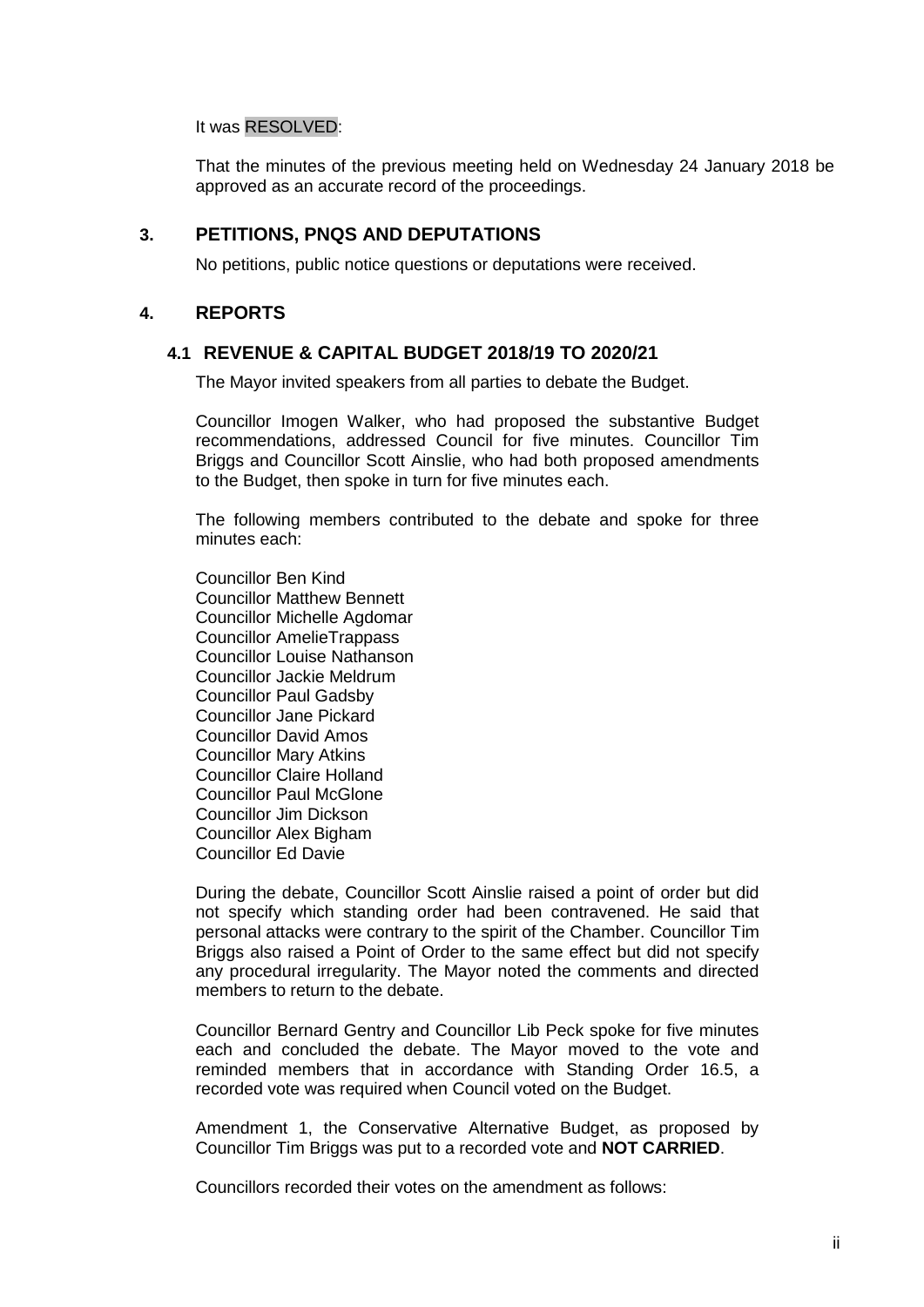It was RESOLVED:

That the minutes of the previous meeting held on Wednesday 24 January 2018 be approved as an accurate record of the proceedings.

## 3. PETITIONS, PNQS AND DEPUTATIONS

No petitions, public notice questions or deputations were received.

## 4. REPORTS

### 4.1 REVENUE & CAPITAL BUDGET 2018/19 TO 2020/21

The Mayor invited speakers from all parties to debate the Budget.

Councillor Imogen Walker, who had proposed the substantive Budget recommendations, addressed Council for five minutes. Councillor Tim Briggs and Councillor Scott Ainslie, who had both proposed amendments to the Budget, then spoke in turn for five minutes each.

The following members contributed to the debate and spoke for three minutes each:

Councillor Ben Kind
Councillor Matthew Bennett
Councillor Michelle Agdomar
Councillor AmelieTrappass
Councillor Louise Nathanson
Councillor Jackie Meldrum
Councillor Paul Gadsby
Councillor Jane Pickard
Councillor David Amos
Councillor Mary Atkins
Councillor Claire Holland
Councillor Paul McGlone
Councillor Jim Dickson
Councillor Alex Bigham
Councillor Ed Davie

During the debate, Councillor Scott Ainslie raised a point of order but did not specify which standing order had been contravened. He said that personal attacks were contrary to the spirit of the Chamber. Councillor Tim Briggs also raised a Point of Order to the same effect but did not specify any procedural irregularity. The Mayor noted the comments and directed members to return to the debate.

Councillor Bernard Gentry and Councillor Lib Peck spoke for five minutes each and concluded the debate. The Mayor moved to the vote and reminded members that in accordance with Standing Order 16.5, a recorded vote was required when Council voted on the Budget.

Amendment 1, the Conservative Alternative Budget, as proposed by Councillor Tim Briggs was put to a recorded vote and **NOT CARRIED**.

Councillors recorded their votes on the amendment as follows: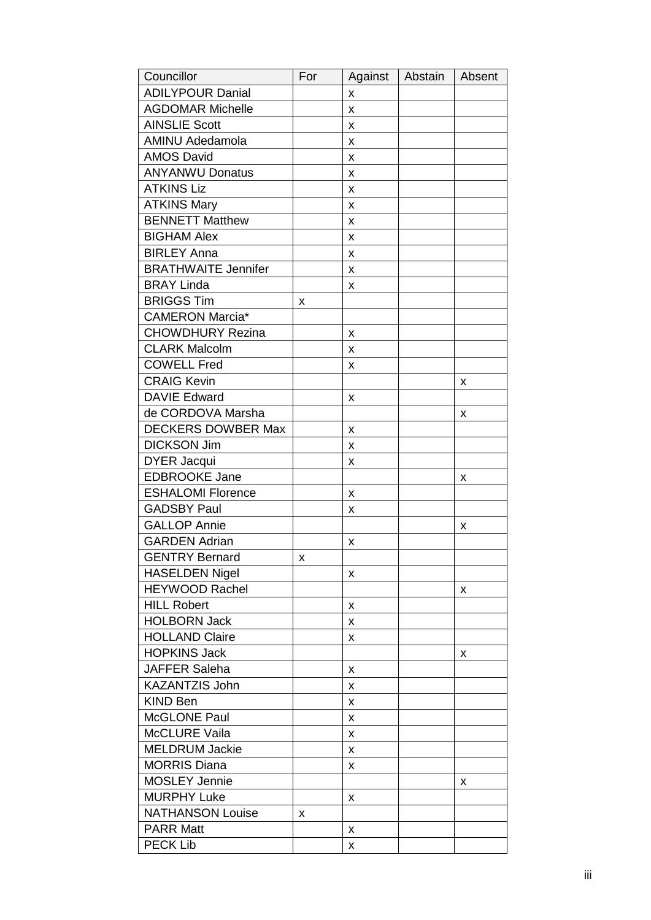| Councillor | For | Against | Abstain | Absent |
|---|---|---|---|---|
| ADILYPOUR Danial | | x | | |
| AGDOMAR Michelle | | x | | |
| AINSLIE Scott | | x | | |
| AMINU Adedamola | | x | | |
| AMOS David | | x | | |
| ANYANWU Donatus | | x | | |
| ATKINS Liz | | x | | |
| ATKINS Mary | | x | | |
| BENNETT Matthew | | x | | |
| BIGHAM Alex | | x | | |
| BIRLEY Anna | | x | | |
| BRATHWAITE Jennifer | | x | | |
| BRAY Linda | | x | | |
| BRIGGS Tim | x | | | |
| CAMERON Marcia* | | | | |
| CHOWDHURY Rezina | | x | | |
| CLARK Malcolm | | x | | |
| COWELL Fred | | x | | |
| CRAIG Kevin | | | | x |
| DAVIE Edward | | x | | |
| de CORDOVA Marsha | | | | x |
| DECKERS DOWBER Max | | x | | |
| DICKSON Jim | | x | | |
| DYER Jacqui | | x | | |
| EDBROOKE Jane | | | | x |
| ESHALOMI Florence | | x | | |
| GADSBY Paul | | x | | |
| GALLOP Annie | | | | x |
| GARDEN Adrian | | x | | |
| GENTRY Bernard | x | | | |
| HASELDEN Nigel | | x | | |
| HEYWOOD Rachel | | | | x |
| HILL Robert | | x | | |
| HOLBORN Jack | | x | | |
| HOLLAND Claire | | x | | |
| HOPKINS Jack | | | | x |
| JAFFER Saleha | | x | | |
| KAZANTZIS John | | x | | |
| KIND Ben | | x | | |
| McGLONE Paul | | x | | |
| McCLURE Vaila | | x | | |
| MELDRUM Jackie | | x | | |
| MORRIS Diana | | x | | |
| MOSLEY Jennie | | | | x |
| MURPHY Luke | | x | | |
| NATHANSON Louise | x | | | |
| PARR Matt | | x | | |
| PECK Lib | | x | | |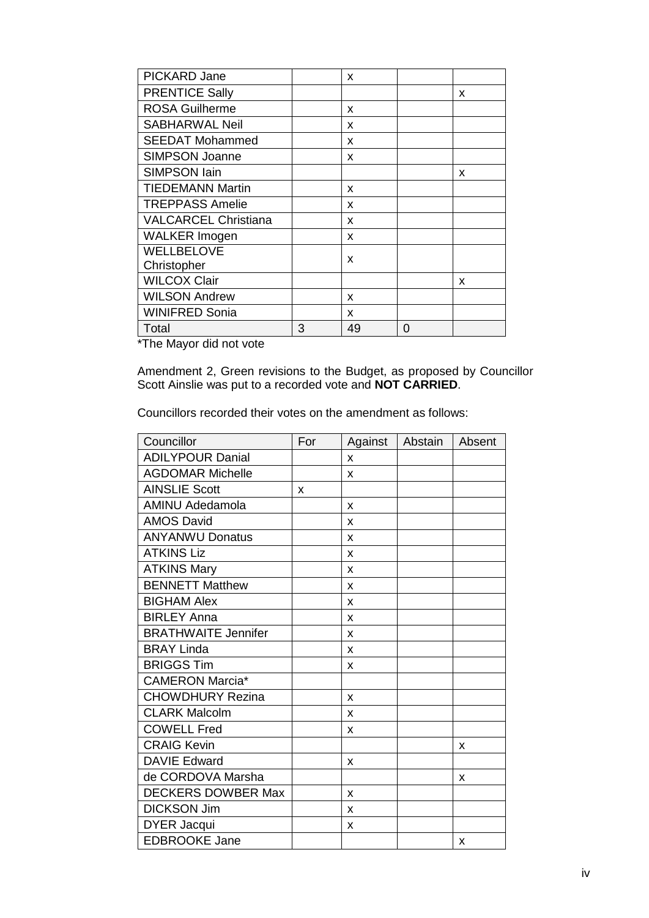| | | | | |
|---|---|---|---|---|
| PICKARD Jane | | x | | |
| PRENTICE Sally | | | | x |
| ROSA Guilherme | | x | | |
| SABHARWAL Neil | | x | | |
| SEEDAT Mohammed | | x | | |
| SIMPSON Joanne | | x | | |
| SIMPSON Iain | | | | x |
| TIEDEMANN Martin | | x | | |
| TREPPASS Amelie | | x | | |
| VALCARCEL Christiana | | x | | |
| WALKER Imogen | | x | | |
| WELLBELOVE Christopher | | x | | |
| WILCOX Clair | | | | x |
| WILSON Andrew | | x | | |
| WINIFRED Sonia | | x | | |
| Total | 3 | 49 | 0 | |

*The Mayor did not vote

Amendment 2, Green revisions to the Budget, as proposed by Councillor Scott Ainslie was put to a recorded vote and **NOT CARRIED**.

Councillors recorded their votes on the amendment as follows:

| Councillor | For | Against | Abstain | Absent |
|---|---|---|---|---|
| ADILYPOUR Danial | | x | | |
| AGDOMAR Michelle | | x | | |
| AINSLIE Scott | x | | | |
| AMINU Adedamola | | x | | |
| AMOS David | | x | | |
| ANYANWU Donatus | | x | | |
| ATKINS Liz | | x | | |
| ATKINS Mary | | x | | |
| BENNETT Matthew | | x | | |
| BIGHAM Alex | | x | | |
| BIRLEY Anna | | x | | |
| BRATHWAITE Jennifer | | x | | |
| BRAY Linda | | x | | |
| BRIGGS Tim | | x | | |
| CAMERON Marcia* | | | | |
| CHOWDHURY Rezina | | x | | |
| CLARK Malcolm | | x | | |
| COWELL Fred | | x | | |
| CRAIG Kevin | | | | x |
| DAVIE Edward | | x | | |
| de CORDOVA Marsha | | | | x |
| DECKERS DOWBER Max | | x | | |
| DICKSON Jim | | x | | |
| DYER Jacqui | | x | | |
| EDBROOKE Jane | | | | x |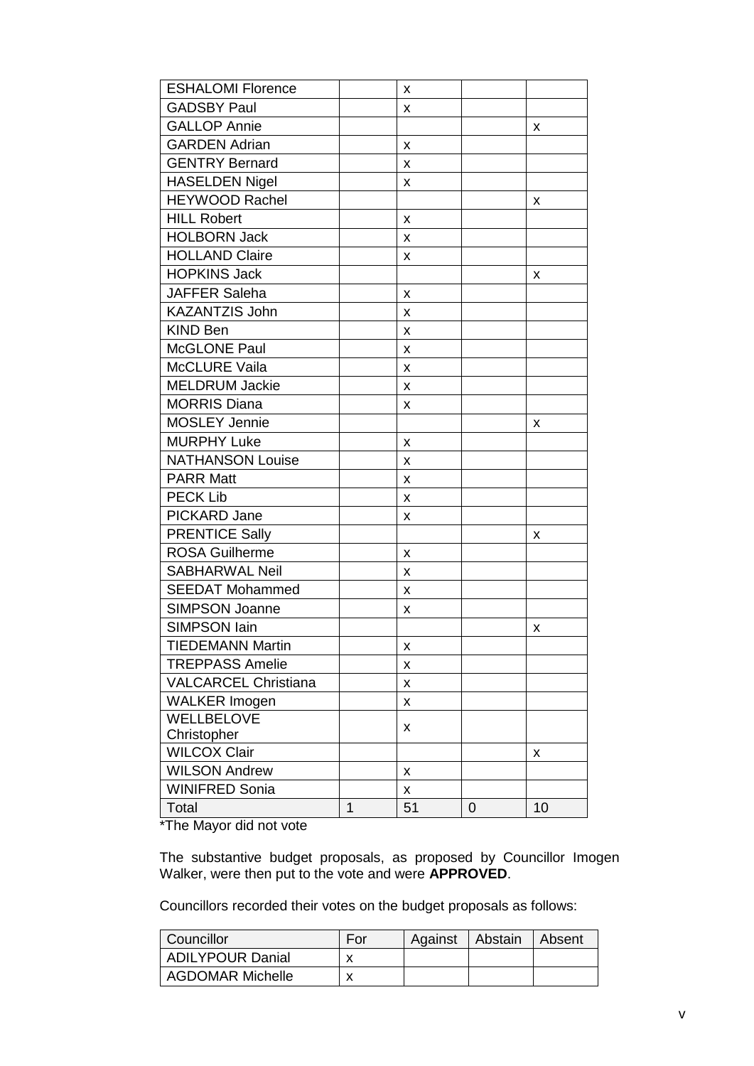| | | | | |
|---|---|---|---|---|
| ESHALOMI Florence | | x | | |
| GADSBY Paul | | x | | |
| GALLOP Annie | | | | x |
| GARDEN Adrian | | x | | |
| GENTRY Bernard | | x | | |
| HASELDEN Nigel | | x | | |
| HEYWOOD Rachel | | | | x |
| HILL Robert | | x | | |
| HOLBORN Jack | | x | | |
| HOLLAND Claire | | x | | |
| HOPKINS Jack | | | | x |
| JAFFER Saleha | | x | | |
| KAZANTZIS John | | x | | |
| KIND Ben | | x | | |
| McGLONE Paul | | x | | |
| McCLURE Vaila | | x | | |
| MELDRUM Jackie | | x | | |
| MORRIS Diana | | x | | |
| MOSLEY Jennie | | | | x |
| MURPHY Luke | | x | | |
| NATHANSON Louise | | x | | |
| PARR Matt | | x | | |
| PECK Lib | | x | | |
| PICKARD Jane | | x | | |
| PRENTICE Sally | | | | x |
| ROSA Guilherme | | x | | |
| SABHARWAL Neil | | x | | |
| SEEDAT Mohammed | | x | | |
| SIMPSON Joanne | | x | | |
| SIMPSON Iain | | | | x |
| TIEDEMANN Martin | | x | | |
| TREPPASS Amelie | | x | | |
| VALCARCEL Christiana | | x | | |
| WALKER Imogen | | x | | |
| WELLBELOVE Christopher | | x | | |
| WILCOX Clair | | | | x |
| WILSON Andrew | | x | | |
| WINIFRED Sonia | | x | | |
| Total | 1 | 51 | 0 | 10 |

*The Mayor did not vote

The substantive budget proposals, as proposed by Councillor Imogen Walker, were then put to the vote and were **APPROVED**.

Councillors recorded their votes on the budget proposals as follows:

| Councillor | For | Against | Abstain | Absent |
|---|---|---|---|---|
| ADILYPOUR Danial | x | | | |
| AGDOMAR Michelle | x | | | |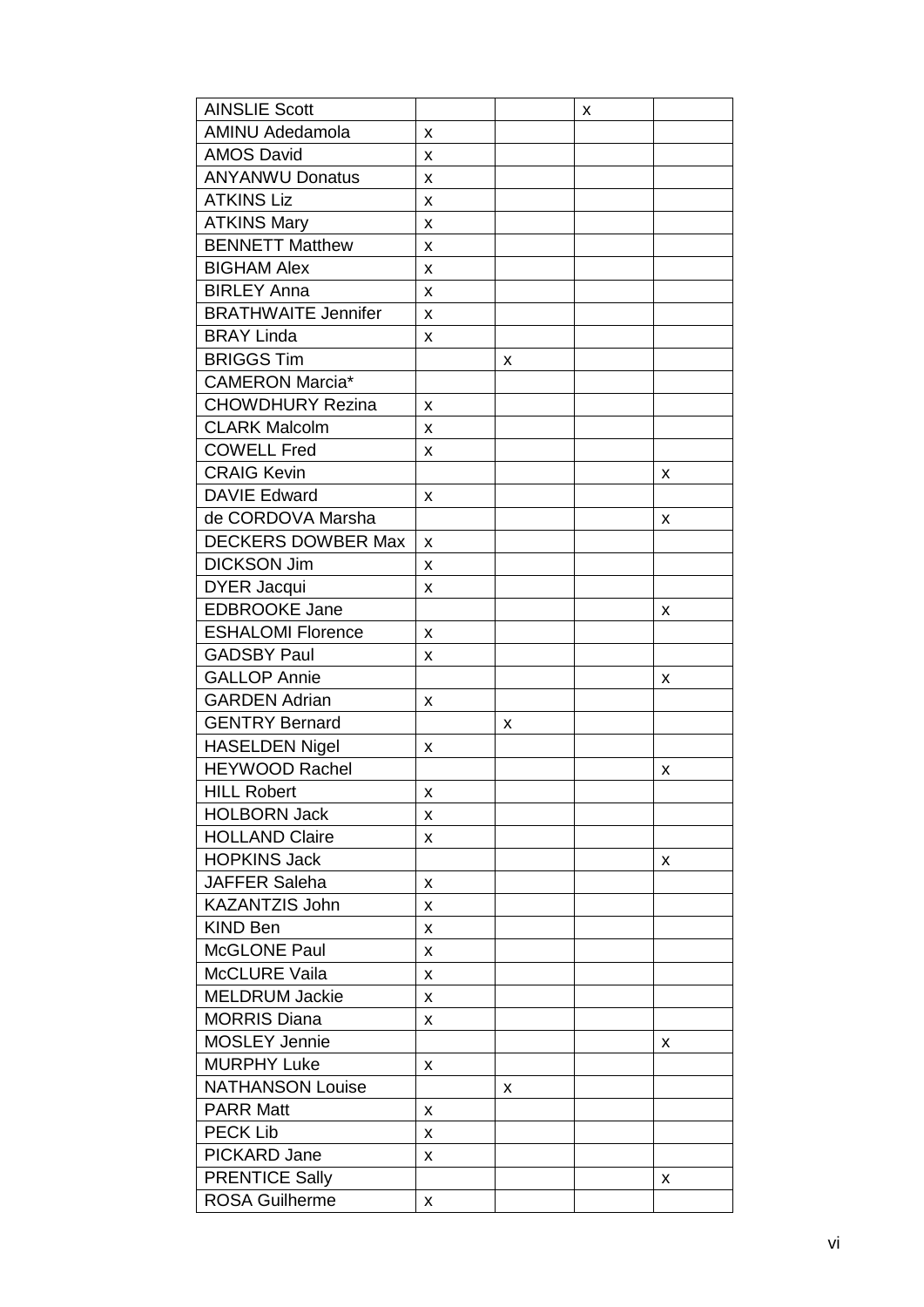| | | | | |
|---|---|---|---|---|
| AINSLIE Scott | | | x | |
| AMINU Adedamola | x | | | |
| AMOS David | x | | | |
| ANYANWU Donatus | x | | | |
| ATKINS Liz | x | | | |
| ATKINS Mary | x | | | |
| BENNETT Matthew | x | | | |
| BIGHAM Alex | x | | | |
| BIRLEY Anna | x | | | |
| BRATHWAITE Jennifer | x | | | |
| BRAY Linda | x | | | |
| BRIGGS Tim | | x | | |
| CAMERON Marcia* | | | | |
| CHOWDHURY Rezina | x | | | |
| CLARK Malcolm | x | | | |
| COWELL Fred | x | | | |
| CRAIG Kevin | | | | x |
| DAVIE Edward | x | | | |
| de CORDOVA Marsha | | | | x |
| DECKERS DOWBER Max | x | | | |
| DICKSON Jim | x | | | |
| DYER Jacqui | x | | | |
| EDBROOKE Jane | | | | x |
| ESHALOMI Florence | x | | | |
| GADSBY Paul | x | | | |
| GALLOP Annie | | | | x |
| GARDEN Adrian | x | | | |
| GENTRY Bernard | | x | | |
| HASELDEN Nigel | x | | | |
| HEYWOOD Rachel | | | | x |
| HILL Robert | x | | | |
| HOLBORN Jack | x | | | |
| HOLLAND Claire | x | | | |
| HOPKINS Jack | | | | x |
| JAFFER Saleha | x | | | |
| KAZANTZIS John | x | | | |
| KIND Ben | x | | | |
| McGLONE Paul | x | | | |
| McCLURE Vaila | x | | | |
| MELDRUM Jackie | x | | | |
| MORRIS Diana | x | | | |
| MOSLEY Jennie | | | | x |
| MURPHY Luke | x | | | |
| NATHANSON Louise | | x | | |
| PARR Matt | x | | | |
| PECK Lib | x | | | |
| PICKARD Jane | x | | | |
| PRENTICE Sally | | | | x |
| ROSA Guilherme | x | | | |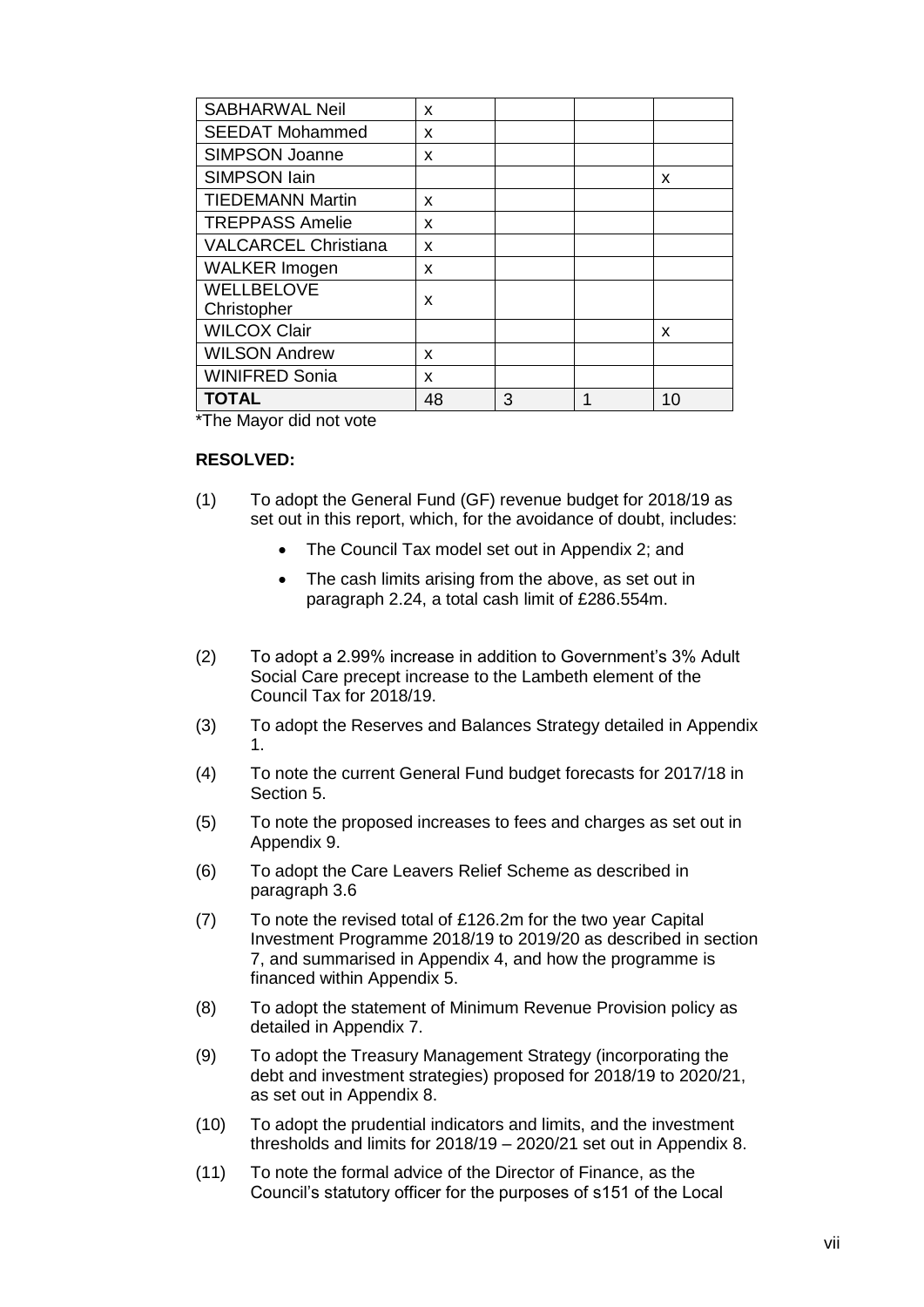| SABHARWAL Neil | x | | | |
|---|---|---|---|---|
| SEEDAT Mohammed | x | | | |
| SIMPSON Joanne | x | | | |
| SIMPSON Iain | | | | x |
| TIEDEMANN Martin | x | | | |
| TREPPASS Amelie | x | | | |
| VALCARCEL Christiana | x | | | |
| WALKER Imogen | x | | | |
| WELLBELOVE Christopher | x | | | |
| WILCOX Clair | | | | x |
| WILSON Andrew | x | | | |
| WINIFRED Sonia | x | | | |
| **TOTAL** | 48 | 3 | 1 | 10 |

*The Mayor did not vote

**RESOLVED:**

(1) To adopt the General Fund (GF) revenue budget for 2018/19 as set out in this report, which, for the avoidance of doubt, includes:

- The Council Tax model set out in Appendix 2; and
- The cash limits arising from the above, as set out in paragraph 2.24, a total cash limit of £286.554m.

(2) To adopt a 2.99% increase in addition to Government's 3% Adult Social Care precept increase to the Lambeth element of the Council Tax for 2018/19.

(3) To adopt the Reserves and Balances Strategy detailed in Appendix 1.

(4) To note the current General Fund budget forecasts for 2017/18 in Section 5.

(5) To note the proposed increases to fees and charges as set out in Appendix 9.

(6) To adopt the Care Leavers Relief Scheme as described in paragraph 3.6

(7) To note the revised total of £126.2m for the two year Capital Investment Programme 2018/19 to 2019/20 as described in section 7, and summarised in Appendix 4, and how the programme is financed within Appendix 5.

(8) To adopt the statement of Minimum Revenue Provision policy as detailed in Appendix 7.

(9) To adopt the Treasury Management Strategy (incorporating the debt and investment strategies) proposed for 2018/19 to 2020/21, as set out in Appendix 8.

(10) To adopt the prudential indicators and limits, and the investment thresholds and limits for 2018/19 – 2020/21 set out in Appendix 8.

(11) To note the formal advice of the Director of Finance, as the Council's statutory officer for the purposes of s151 of the Local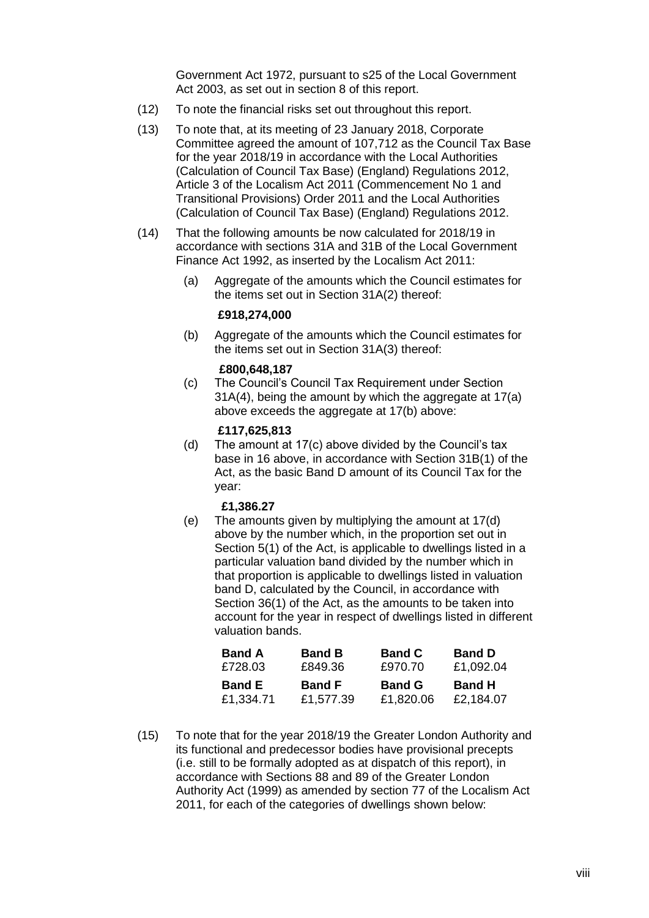Government Act 1972, pursuant to s25 of the Local Government Act 2003, as set out in section 8 of this report.

(12) To note the financial risks set out throughout this report.

(13) To note that, at its meeting of 23 January 2018, Corporate Committee agreed the amount of 107,712 as the Council Tax Base for the year 2018/19 in accordance with the Local Authorities (Calculation of Council Tax Base) (England) Regulations 2012, Article 3 of the Localism Act 2011 (Commencement No 1 and Transitional Provisions) Order 2011 and the Local Authorities (Calculation of Council Tax Base) (England) Regulations 2012.

(14) That the following amounts be now calculated for 2018/19 in accordance with sections 31A and 31B of the Local Government Finance Act 1992, as inserted by the Localism Act 2011:

(a) Aggregate of the amounts which the Council estimates for the items set out in Section 31A(2) thereof:

**£918,274,000**

(b) Aggregate of the amounts which the Council estimates for the items set out in Section 31A(3) thereof:

**£800,648,187**

(c) The Council's Council Tax Requirement under Section 31A(4), being the amount by which the aggregate at 17(a) above exceeds the aggregate at 17(b) above:

**£117,625,813**

(d) The amount at 17(c) above divided by the Council's tax base in 16 above, in accordance with Section 31B(1) of the Act, as the basic Band D amount of its Council Tax for the year:

**£1,386.27**

(e) The amounts given by multiplying the amount at 17(d) above by the number which, in the proportion set out in Section 5(1) of the Act, is applicable to dwellings listed in a particular valuation band divided by the number which in that proportion is applicable to dwellings listed in valuation band D, calculated by the Council, in accordance with Section 36(1) of the Act, as the amounts to be taken into account for the year in respect of dwellings listed in different valuation bands.

| **Band A** | **Band B** | **Band C** | **Band D** |
|---|---|---|---|
| £728.03 | £849.36 | £970.70 | £1,092.04 |
| **Band E** | **Band F** | **Band G** | **Band H** |
| £1,334.71 | £1,577.39 | £1,820.06 | £2,184.07 |

(15) To note that for the year 2018/19 the Greater London Authority and its functional and predecessor bodies have provisional precepts (i.e. still to be formally adopted as at dispatch of this report), in accordance with Sections 88 and 89 of the Greater London Authority Act (1999) as amended by section 77 of the Localism Act 2011, for each of the categories of dwellings shown below: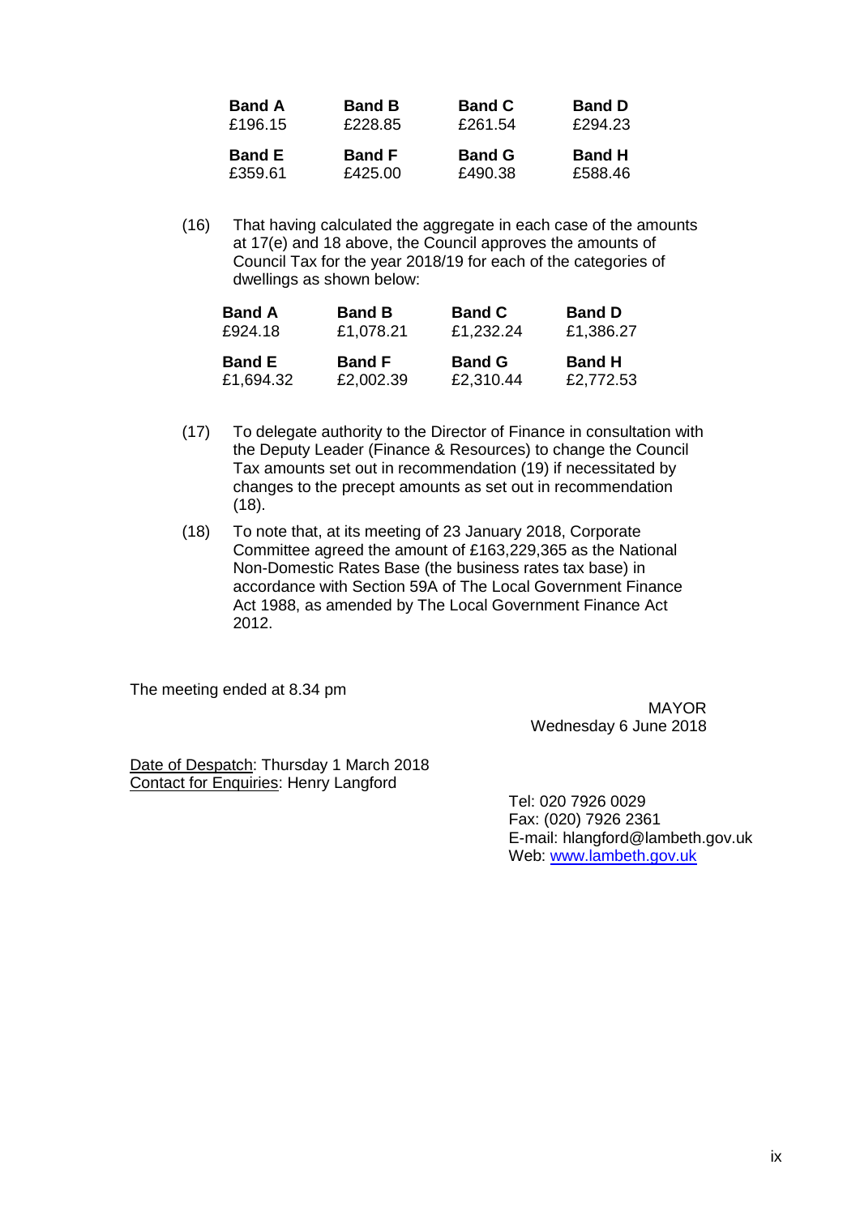| Band A | Band B | Band C | Band D |
| --- | --- | --- | --- |
| £196.15 | £228.85 | £261.54 | £294.23 |
| **Band E** | **Band F** | **Band G** | **Band H** |
| £359.61 | £425.00 | £490.38 | £588.46 |

(16) That having calculated the aggregate in each case of the amounts at 17(e) and 18 above, the Council approves the amounts of Council Tax for the year 2018/19 for each of the categories of dwellings as shown below:

| Band A | Band B | Band C | Band D |
| --- | --- | --- | --- |
| £924.18 | £1,078.21 | £1,232.24 | £1,386.27 |
| **Band E** | **Band F** | **Band G** | **Band H** |
| £1,694.32 | £2,002.39 | £2,310.44 | £2,772.53 |

(17) To delegate authority to the Director of Finance in consultation with the Deputy Leader (Finance & Resources) to change the Council Tax amounts set out in recommendation (19) if necessitated by changes to the precept amounts as set out in recommendation (18).

(18) To note that, at its meeting of 23 January 2018, Corporate Committee agreed the amount of £163,229,365 as the National Non-Domestic Rates Base (the business rates tax base) in accordance with Section 59A of The Local Government Finance Act 1988, as amended by The Local Government Finance Act 2012.

The meeting ended at 8.34 pm

MAYOR
Wednesday 6 June 2018

Date of Despatch: Thursday 1 March 2018
Contact for Enquiries: Henry Langford

Tel: 020 7926 0029
Fax: (020) 7926 2361
E-mail: hlangford@lambeth.gov.uk
Web: www.lambeth.gov.uk